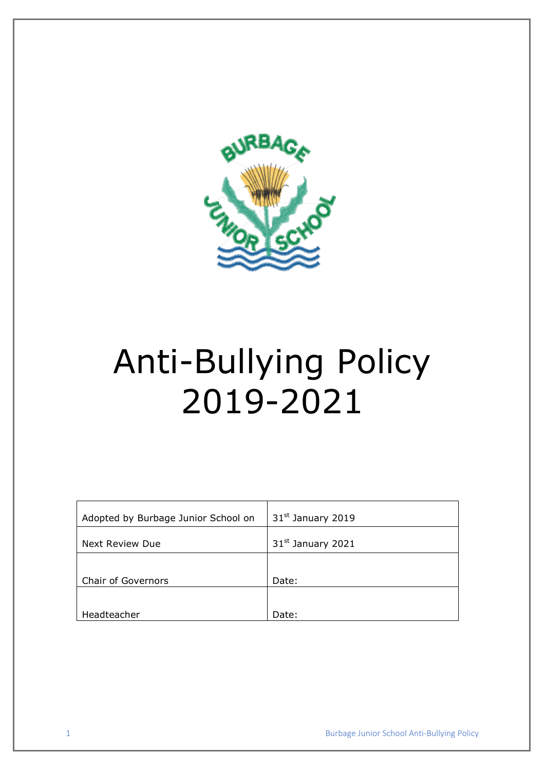# Anti-Bullying Policy 2019-2021

| | |
|---|---|
| Adopted by Burbage Junior School on | 31st January 2019 |
| Next Review Due | 31st January 2021 |
| Chair of Governors | Date: |
| Headteacher | Date: |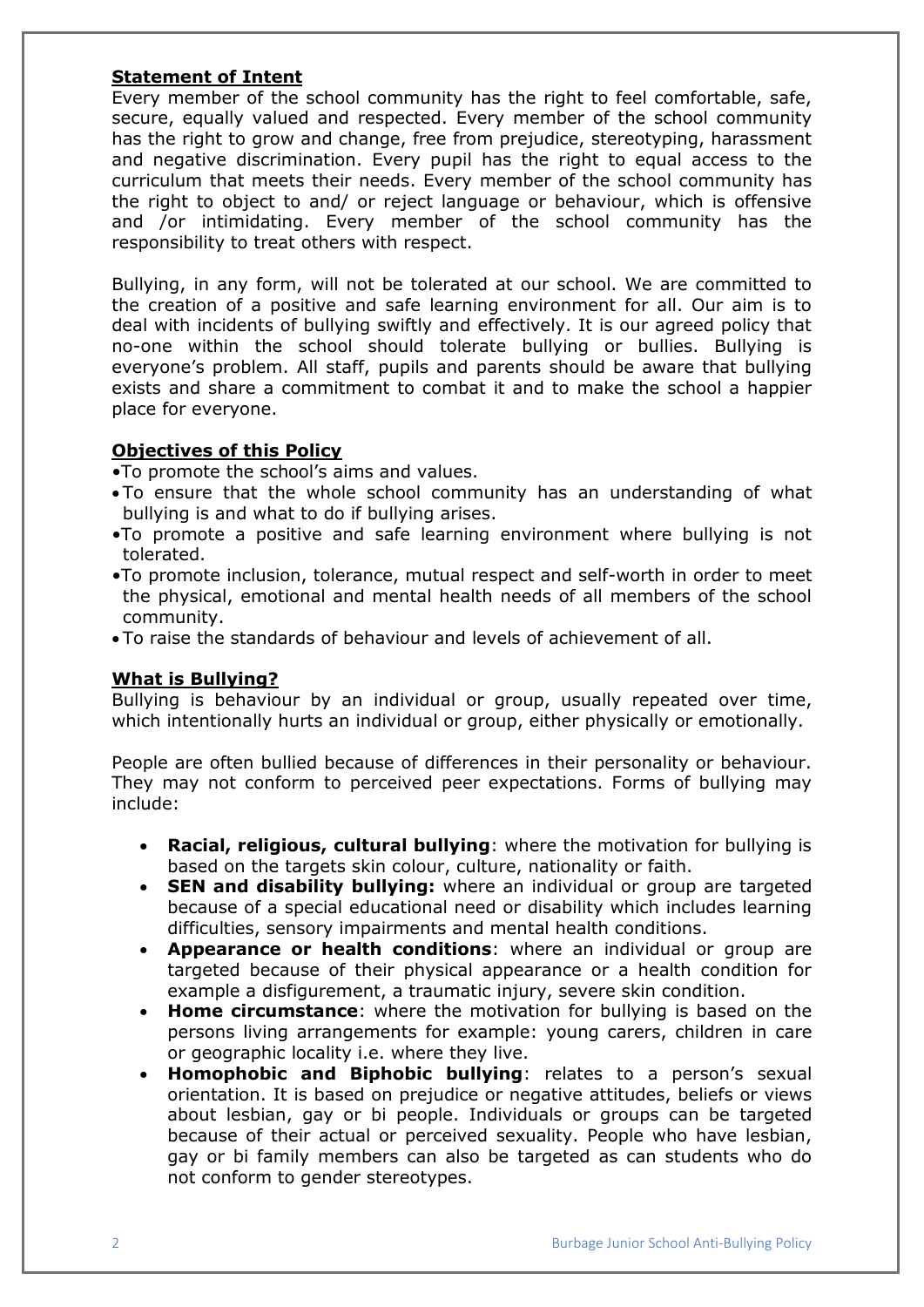## Statement of Intent

Every member of the school community has the right to feel comfortable, safe, secure, equally valued and respected. Every member of the school community has the right to grow and change, free from prejudice, stereotyping, harassment and negative discrimination. Every pupil has the right to equal access to the curriculum that meets their needs. Every member of the school community has the right to object to and/ or reject language or behaviour, which is offensive and /or intimidating. Every member of the school community has the responsibility to treat others with respect.

Bullying, in any form, will not be tolerated at our school. We are committed to the creation of a positive and safe learning environment for all. Our aim is to deal with incidents of bullying swiftly and effectively. It is our agreed policy that no-one within the school should tolerate bullying or bullies. Bullying is everyone's problem. All staff, pupils and parents should be aware that bullying exists and share a commitment to combat it and to make the school a happier place for everyone.

## Objectives of this Policy

- To promote the school's aims and values.
- To ensure that the whole school community has an understanding of what bullying is and what to do if bullying arises.
- To promote a positive and safe learning environment where bullying is not tolerated.
- To promote inclusion, tolerance, mutual respect and self-worth in order to meet the physical, emotional and mental health needs of all members of the school community.
- To raise the standards of behaviour and levels of achievement of all.

## What is Bullying?

Bullying is behaviour by an individual or group, usually repeated over time, which intentionally hurts an individual or group, either physically or emotionally.

People are often bullied because of differences in their personality or behaviour. They may not conform to perceived peer expectations. Forms of bullying may include:

- **Racial, religious, cultural bullying**: where the motivation for bullying is based on the targets skin colour, culture, nationality or faith.
- **SEN and disability bullying:** where an individual or group are targeted because of a special educational need or disability which includes learning difficulties, sensory impairments and mental health conditions.
- **Appearance or health conditions**: where an individual or group are targeted because of their physical appearance or a health condition for example a disfigurement, a traumatic injury, severe skin condition.
- **Home circumstance**: where the motivation for bullying is based on the persons living arrangements for example: young carers, children in care or geographic locality i.e. where they live.
- **Homophobic and Biphobic bullying**: relates to a person's sexual orientation. It is based on prejudice or negative attitudes, beliefs or views about lesbian, gay or bi people. Individuals or groups can be targeted because of their actual or perceived sexuality. People who have lesbian, gay or bi family members can also be targeted as can students who do not conform to gender stereotypes.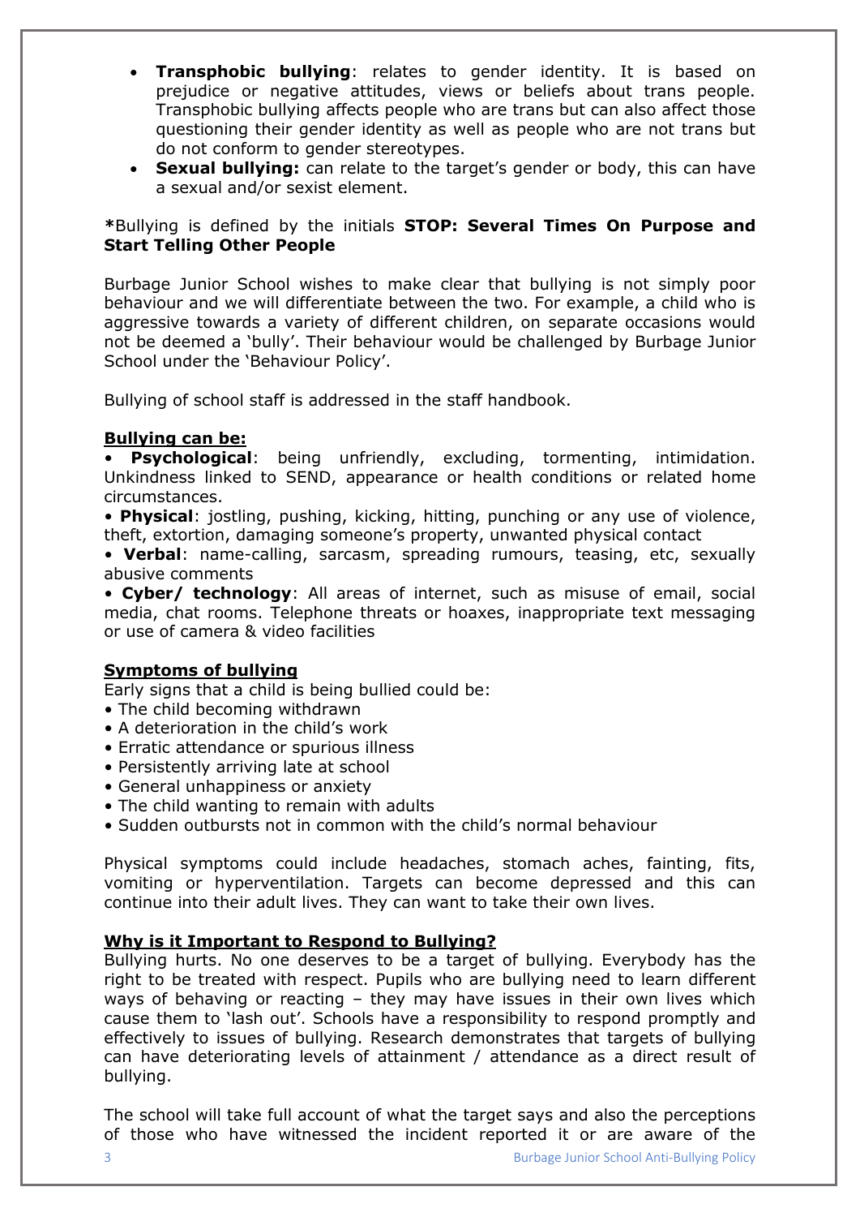- **Transphobic bullying**: relates to gender identity. It is based on prejudice or negative attitudes, views or beliefs about trans people. Transphobic bullying affects people who are trans but can also affect those questioning their gender identity as well as people who are not trans but do not conform to gender stereotypes.
- **Sexual bullying:** can relate to the target's gender or body, this can have a sexual and/or sexist element.

**\***Bullying is defined by the initials **STOP: Several Times On Purpose and Start Telling Other People**

Burbage Junior School wishes to make clear that bullying is not simply poor behaviour and we will differentiate between the two. For example, a child who is aggressive towards a variety of different children, on separate occasions would not be deemed a 'bully'. Their behaviour would be challenged by Burbage Junior School under the 'Behaviour Policy'.

Bullying of school staff is addressed in the staff handbook.

**Bullying can be:**

- **Psychological**: being unfriendly, excluding, tormenting, intimidation. Unkindness linked to SEND, appearance or health conditions or related home circumstances.
- **Physical**: jostling, pushing, kicking, hitting, punching or any use of violence, theft, extortion, damaging someone's property, unwanted physical contact
- **Verbal**: name-calling, sarcasm, spreading rumours, teasing, etc, sexually abusive comments
- **Cyber/ technology**: All areas of internet, such as misuse of email, social media, chat rooms. Telephone threats or hoaxes, inappropriate text messaging or use of camera & video facilities

**Symptoms of bullying**

Early signs that a child is being bullied could be:

- The child becoming withdrawn
- A deterioration in the child's work
- Erratic attendance or spurious illness
- Persistently arriving late at school
- General unhappiness or anxiety
- The child wanting to remain with adults
- Sudden outbursts not in common with the child's normal behaviour

Physical symptoms could include headaches, stomach aches, fainting, fits, vomiting or hyperventilation. Targets can become depressed and this can continue into their adult lives. They can want to take their own lives.

**Why is it Important to Respond to Bullying?**

Bullying hurts. No one deserves to be a target of bullying. Everybody has the right to be treated with respect. Pupils who are bullying need to learn different ways of behaving or reacting – they may have issues in their own lives which cause them to 'lash out'. Schools have a responsibility to respond promptly and effectively to issues of bullying. Research demonstrates that targets of bullying can have deteriorating levels of attainment / attendance as a direct result of bullying.

The school will take full account of what the target says and also the perceptions of those who have witnessed the incident reported it or are aware of the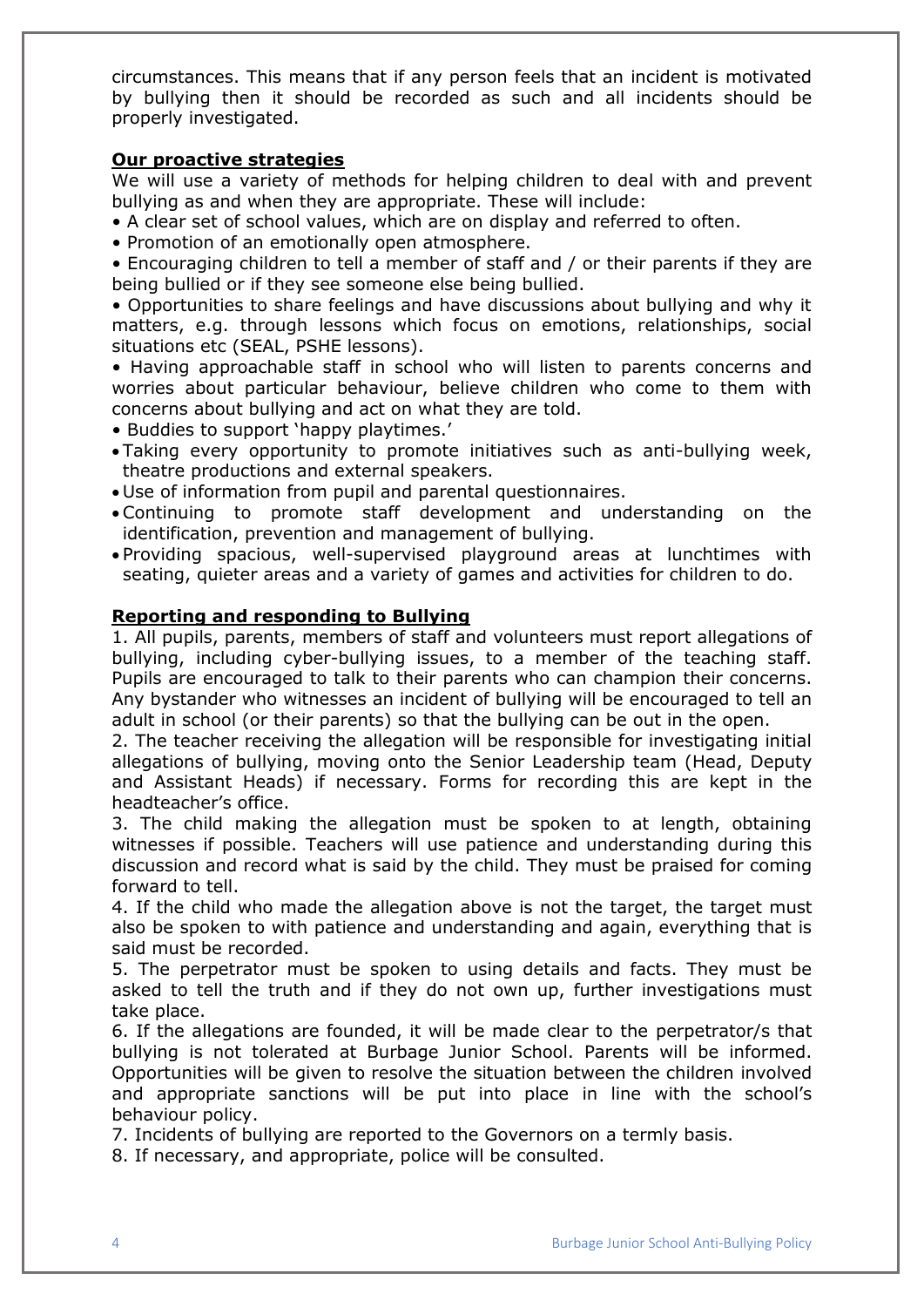circumstances. This means that if any person feels that an incident is motivated by bullying then it should be recorded as such and all incidents should be properly investigated.

**Our proactive strategies**

We will use a variety of methods for helping children to deal with and prevent bullying as and when they are appropriate. These will include:

- A clear set of school values, which are on display and referred to often.
- Promotion of an emotionally open atmosphere.
- Encouraging children to tell a member of staff and / or their parents if they are being bullied or if they see someone else being bullied.
- Opportunities to share feelings and have discussions about bullying and why it matters, e.g. through lessons which focus on emotions, relationships, social situations etc (SEAL, PSHE lessons).
- Having approachable staff in school who will listen to parents concerns and worries about particular behaviour, believe children who come to them with concerns about bullying and act on what they are told.
- Buddies to support 'happy playtimes.'
- Taking every opportunity to promote initiatives such as anti-bullying week, theatre productions and external speakers.
- Use of information from pupil and parental questionnaires.
- Continuing to promote staff development and understanding on the identification, prevention and management of bullying.
- Providing spacious, well-supervised playground areas at lunchtimes with seating, quieter areas and a variety of games and activities for children to do.

**Reporting and responding to Bullying**

1. All pupils, parents, members of staff and volunteers must report allegations of bullying, including cyber-bullying issues, to a member of the teaching staff. Pupils are encouraged to talk to their parents who can champion their concerns. Any bystander who witnesses an incident of bullying will be encouraged to tell an adult in school (or their parents) so that the bullying can be out in the open.
2. The teacher receiving the allegation will be responsible for investigating initial allegations of bullying, moving onto the Senior Leadership team (Head, Deputy and Assistant Heads) if necessary. Forms for recording this are kept in the headteacher's office.
3. The child making the allegation must be spoken to at length, obtaining witnesses if possible. Teachers will use patience and understanding during this discussion and record what is said by the child. They must be praised for coming forward to tell.
4. If the child who made the allegation above is not the target, the target must also be spoken to with patience and understanding and again, everything that is said must be recorded.
5. The perpetrator must be spoken to using details and facts. They must be asked to tell the truth and if they do not own up, further investigations must take place.
6. If the allegations are founded, it will be made clear to the perpetrator/s that bullying is not tolerated at Burbage Junior School. Parents will be informed. Opportunities will be given to resolve the situation between the children involved and appropriate sanctions will be put into place in line with the school's behaviour policy.
7. Incidents of bullying are reported to the Governors on a termly basis.
8. If necessary, and appropriate, police will be consulted.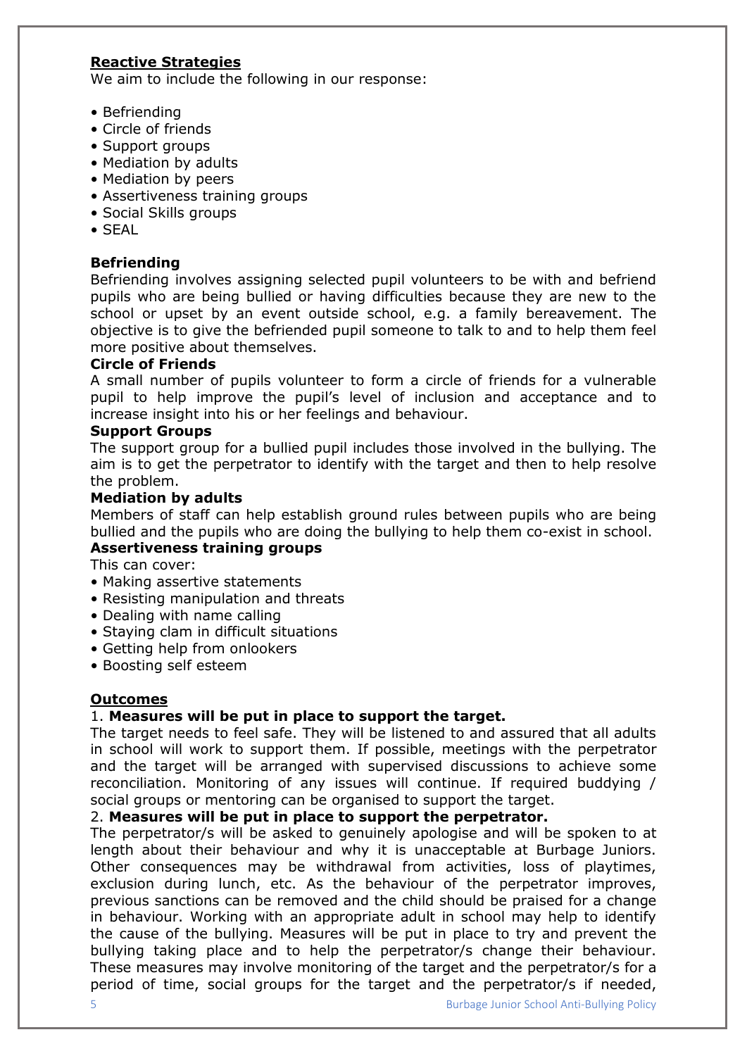## Reactive Strategies

We aim to include the following in our response:

- Befriending
- Circle of friends
- Support groups
- Mediation by adults
- Mediation by peers
- Assertiveness training groups
- Social Skills groups
- SEAL

### Befriending

Befriending involves assigning selected pupil volunteers to be with and befriend pupils who are being bullied or having difficulties because they are new to the school or upset by an event outside school, e.g. a family bereavement. The objective is to give the befriended pupil someone to talk to and to help them feel more positive about themselves.

### Circle of Friends

A small number of pupils volunteer to form a circle of friends for a vulnerable pupil to help improve the pupil's level of inclusion and acceptance and to increase insight into his or her feelings and behaviour.

### Support Groups

The support group for a bullied pupil includes those involved in the bullying. The aim is to get the perpetrator to identify with the target and then to help resolve the problem.

### Mediation by adults

Members of staff can help establish ground rules between pupils who are being bullied and the pupils who are doing the bullying to help them co-exist in school.

### Assertiveness training groups

This can cover:

- Making assertive statements
- Resisting manipulation and threats
- Dealing with name calling
- Staying clam in difficult situations
- Getting help from onlookers
- Boosting self esteem

## Outcomes

1. **Measures will be put in place to support the target.**

The target needs to feel safe. They will be listened to and assured that all adults in school will work to support them. If possible, meetings with the perpetrator and the target will be arranged with supervised discussions to achieve some reconciliation. Monitoring of any issues will continue. If required buddying / social groups or mentoring can be organised to support the target.

2. **Measures will be put in place to support the perpetrator.**

The perpetrator/s will be asked to genuinely apologise and will be spoken to at length about their behaviour and why it is unacceptable at Burbage Juniors. Other consequences may be withdrawal from activities, loss of playtimes, exclusion during lunch, etc. As the behaviour of the perpetrator improves, previous sanctions can be removed and the child should be praised for a change in behaviour. Working with an appropriate adult in school may help to identify the cause of the bullying. Measures will be put in place to try and prevent the bullying taking place and to help the perpetrator/s change their behaviour. These measures may involve monitoring of the target and the perpetrator/s for a period of time, social groups for the target and the perpetrator/s if needed,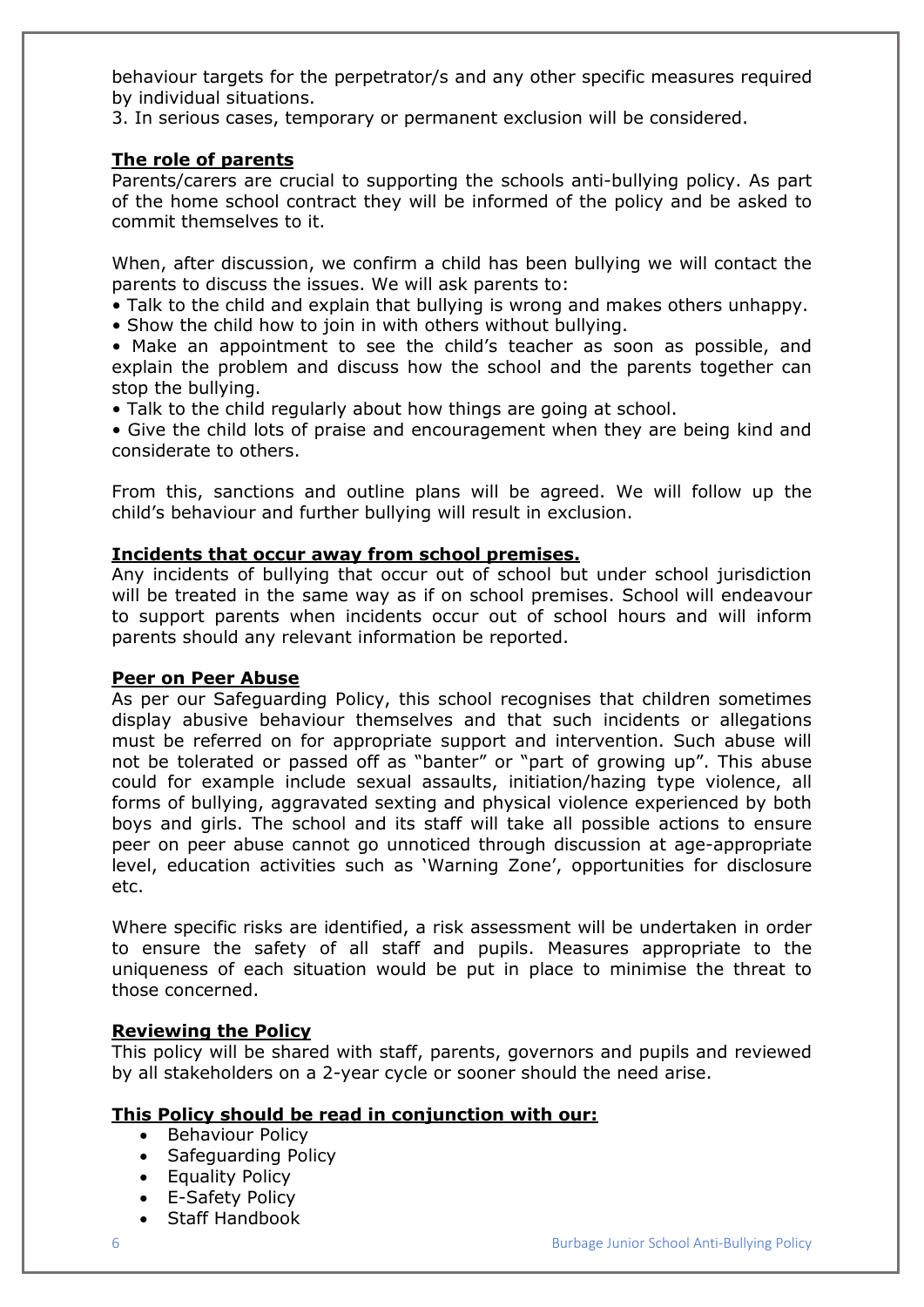behaviour targets for the perpetrator/s and any other specific measures required by individual situations.

3. In serious cases, temporary or permanent exclusion will be considered.

**The role of parents**

Parents/carers are crucial to supporting the schools anti-bullying policy. As part of the home school contract they will be informed of the policy and be asked to commit themselves to it.

When, after discussion, we confirm a child has been bullying we will contact the parents to discuss the issues. We will ask parents to:

- Talk to the child and explain that bullying is wrong and makes others unhappy.
- Show the child how to join in with others without bullying.
- Make an appointment to see the child's teacher as soon as possible, and explain the problem and discuss how the school and the parents together can stop the bullying.
- Talk to the child regularly about how things are going at school.
- Give the child lots of praise and encouragement when they are being kind and considerate to others.

From this, sanctions and outline plans will be agreed. We will follow up the child's behaviour and further bullying will result in exclusion.

**Incidents that occur away from school premises.**

Any incidents of bullying that occur out of school but under school jurisdiction will be treated in the same way as if on school premises. School will endeavour to support parents when incidents occur out of school hours and will inform parents should any relevant information be reported.

**Peer on Peer Abuse**

As per our Safeguarding Policy, this school recognises that children sometimes display abusive behaviour themselves and that such incidents or allegations must be referred on for appropriate support and intervention. Such abuse will not be tolerated or passed off as "banter" or "part of growing up". This abuse could for example include sexual assaults, initiation/hazing type violence, all forms of bullying, aggravated sexting and physical violence experienced by both boys and girls. The school and its staff will take all possible actions to ensure peer on peer abuse cannot go unnoticed through discussion at age-appropriate level, education activities such as 'Warning Zone', opportunities for disclosure etc.

Where specific risks are identified, a risk assessment will be undertaken in order to ensure the safety of all staff and pupils. Measures appropriate to the uniqueness of each situation would be put in place to minimise the threat to those concerned.

**Reviewing the Policy**

This policy will be shared with staff, parents, governors and pupils and reviewed by all stakeholders on a 2-year cycle or sooner should the need arise.

**This Policy should be read in conjunction with our:**

- Behaviour Policy
- Safeguarding Policy
- Equality Policy
- E-Safety Policy
- Staff Handbook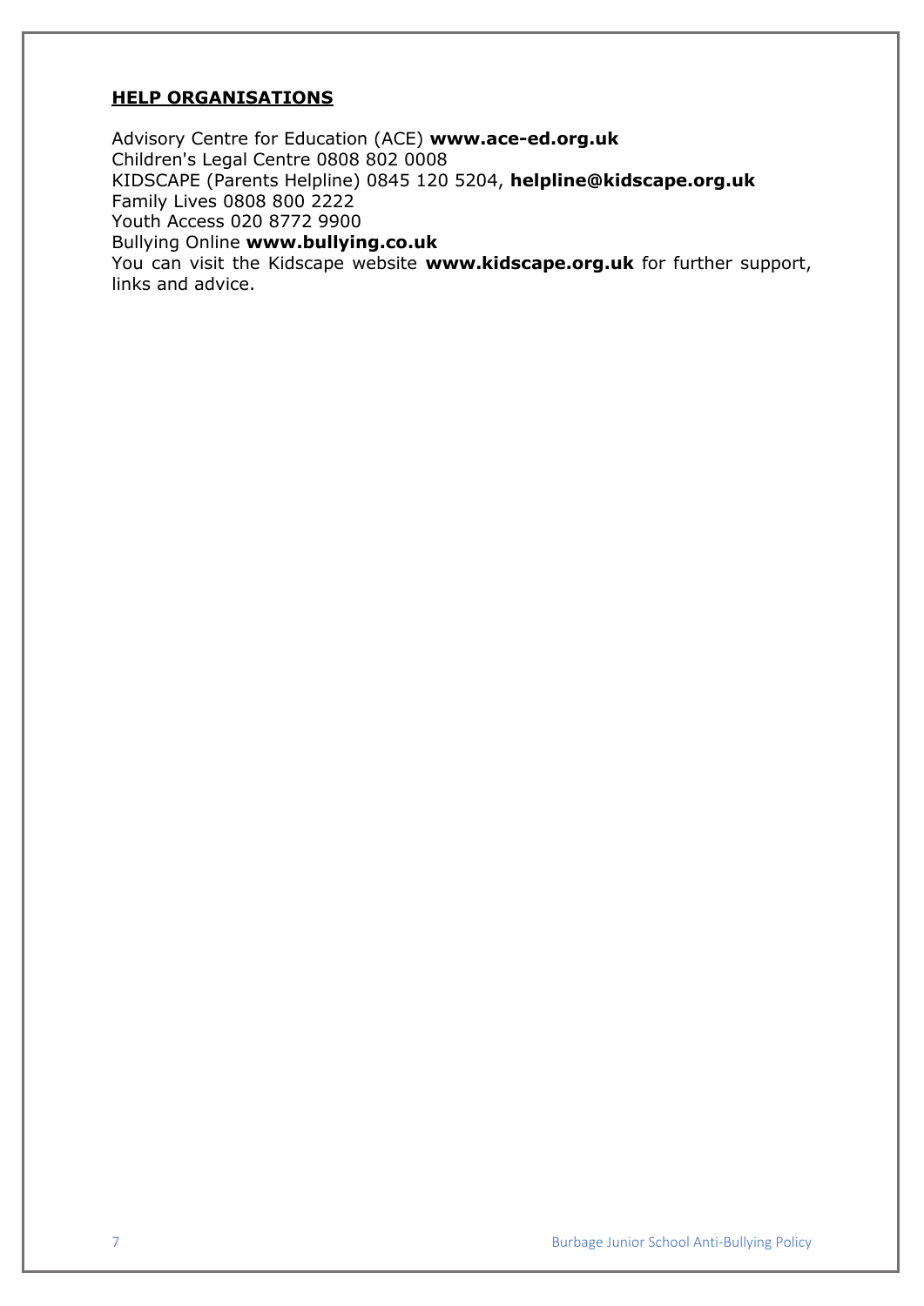## HELP ORGANISATIONS

Advisory Centre for Education (ACE) **www.ace-ed.org.uk**
Children's Legal Centre 0808 802 0008
KIDSCAPE (Parents Helpline) 0845 120 5204, **helpline@kidscape.org.uk**
Family Lives 0808 800 2222
Youth Access 020 8772 9900
Bullying Online **www.bullying.co.uk**
You can visit the Kidscape website **www.kidscape.org.uk** for further support, links and advice.